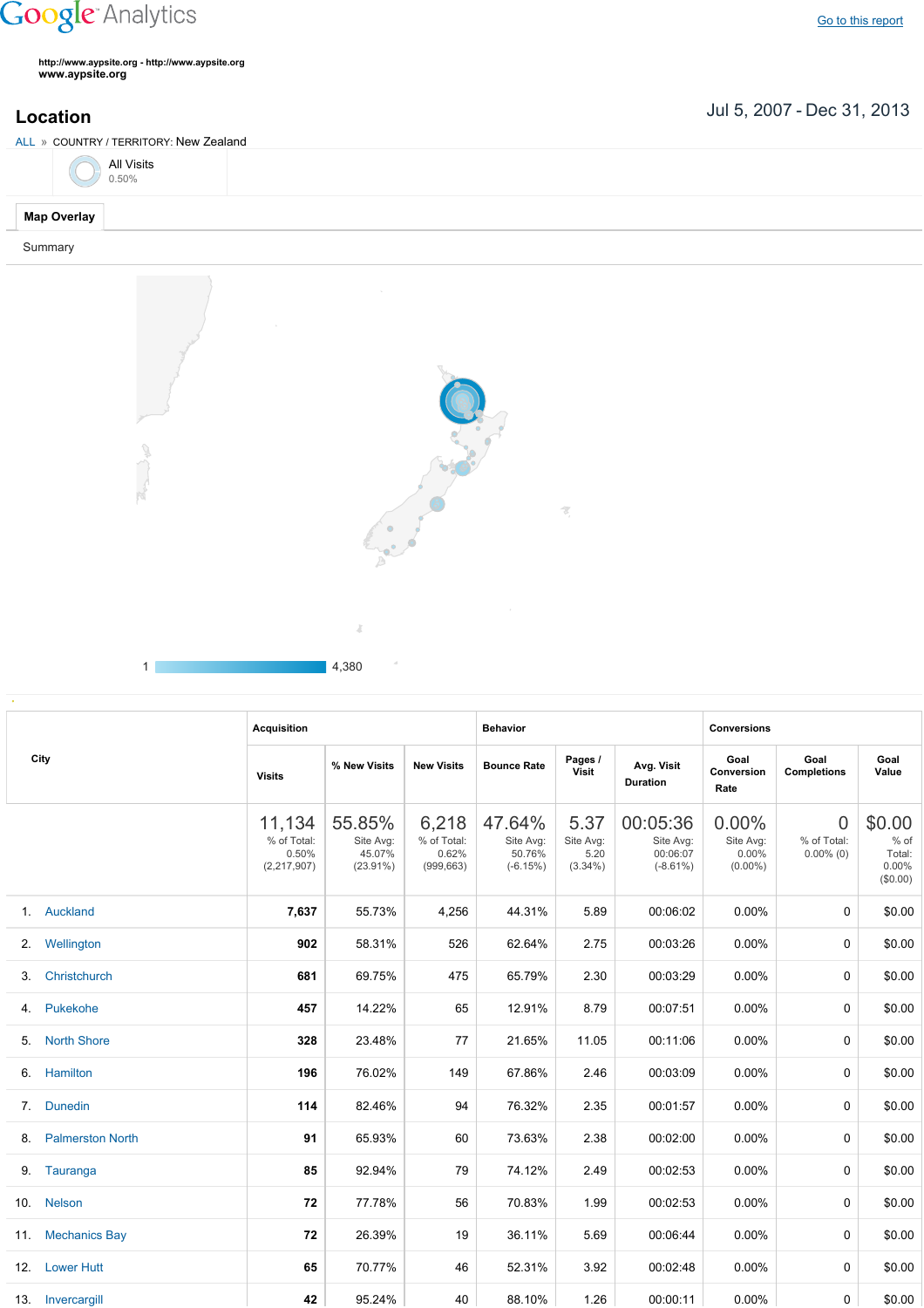Google Analytics

Go to this report

http://www.aypsite.org - http://www.aypsite.org
www.aypsite.org

# Location

Jul 5, 2007 - Dec 31, 2013

ALL » COUNTRY / TERRITORY: New Zealand

All Visits
0.50%

Map Overlay

Summary

1 — 4,380

| City | Acquisition | | | Behavior | | | Conversions | | |
|---|---|---|---|---|---|---|---|---|---|
| | Visits | % New Visits | New Visits | Bounce Rate | Pages / Visit | Avg. Visit Duration | Goal Conversion Rate | Goal Completions | Goal Value |
| | 11,134 % of Total: 0.50% (2,217,907) | 55.85% Site Avg: 45.07% (23.91%) | 6,218 % of Total: 0.62% (999,663) | 47.64% Site Avg: 50.76% (-6.15%) | 5.37 Site Avg: 5.20 (3.34%) | 00:05:36 Site Avg: 00:06:07 (-8.61%) | 0.00% Site Avg: 0.00% (0.00%) | 0 % of Total: 0.00% (0) | $0.00 % of Total: 0.00% ($0.00) |
| 1. Auckland | 7,637 | 55.73% | 4,256 | 44.31% | 5.89 | 00:06:02 | 0.00% | 0 | $0.00 |
| 2. Wellington | 902 | 58.31% | 526 | 62.64% | 2.75 | 00:03:26 | 0.00% | 0 | $0.00 |
| 3. Christchurch | 681 | 69.75% | 475 | 65.79% | 2.30 | 00:03:29 | 0.00% | 0 | $0.00 |
| 4. Pukekohe | 457 | 14.22% | 65 | 12.91% | 8.79 | 00:07:51 | 0.00% | 0 | $0.00 |
| 5. North Shore | 328 | 23.48% | 77 | 21.65% | 11.05 | 00:11:06 | 0.00% | 0 | $0.00 |
| 6. Hamilton | 196 | 76.02% | 149 | 67.86% | 2.46 | 00:03:09 | 0.00% | 0 | $0.00 |
| 7. Dunedin | 114 | 82.46% | 94 | 76.32% | 2.35 | 00:01:57 | 0.00% | 0 | $0.00 |
| 8. Palmerston North | 91 | 65.93% | 60 | 73.63% | 2.38 | 00:02:00 | 0.00% | 0 | $0.00 |
| 9. Tauranga | 85 | 92.94% | 79 | 74.12% | 2.49 | 00:02:53 | 0.00% | 0 | $0.00 |
| 10. Nelson | 72 | 77.78% | 56 | 70.83% | 1.99 | 00:02:53 | 0.00% | 0 | $0.00 |
| 11. Mechanics Bay | 72 | 26.39% | 19 | 36.11% | 5.69 | 00:06:44 | 0.00% | 0 | $0.00 |
| 12. Lower Hutt | 65 | 70.77% | 46 | 52.31% | 3.92 | 00:02:48 | 0.00% | 0 | $0.00 |
| 13. Invercargill | 42 | 95.24% | 40 | 88.10% | 1.26 | 00:00:11 | 0.00% | 0 | $0.00 |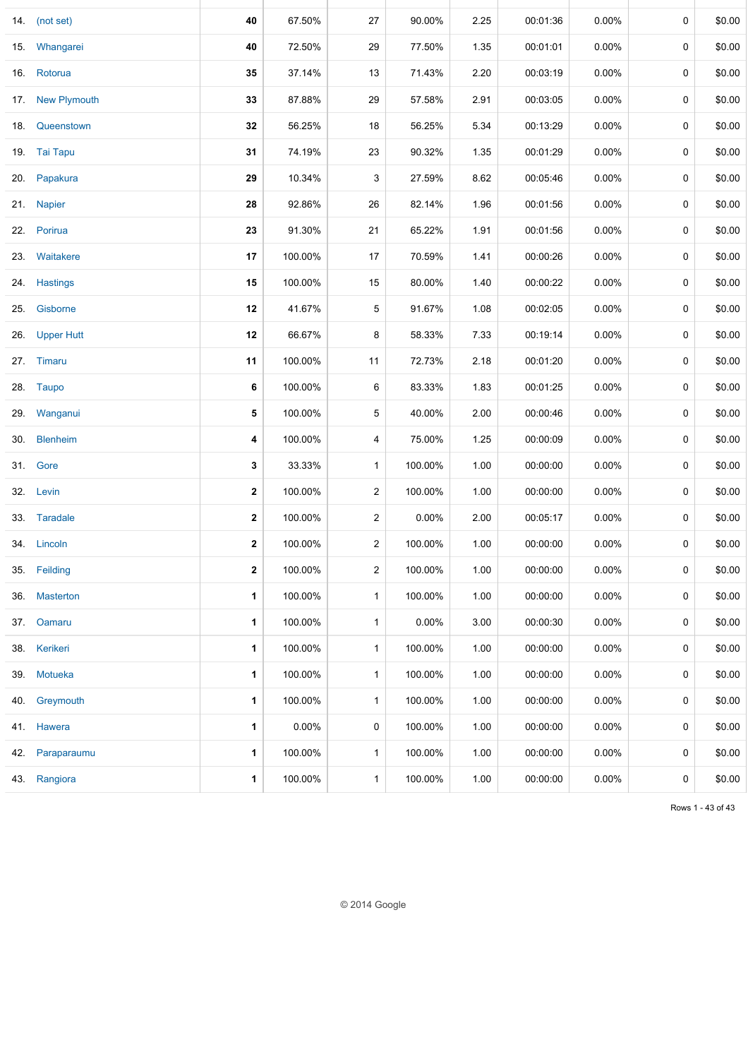| | | | | | | | | | | |
|---|---|---|---|---|---|---|---|---|---|---|
| 14. | (not set) | 40 | 67.50% | 27 | 90.00% | 2.25 | 00:01:36 | 0.00% | 0 | $0.00 |
| 15. | Whangarei | 40 | 72.50% | 29 | 77.50% | 1.35 | 00:01:01 | 0.00% | 0 | $0.00 |
| 16. | Rotorua | 35 | 37.14% | 13 | 71.43% | 2.20 | 00:03:19 | 0.00% | 0 | $0.00 |
| 17. | New Plymouth | 33 | 87.88% | 29 | 57.58% | 2.91 | 00:03:05 | 0.00% | 0 | $0.00 |
| 18. | Queenstown | 32 | 56.25% | 18 | 56.25% | 5.34 | 00:13:29 | 0.00% | 0 | $0.00 |
| 19. | Tai Tapu | 31 | 74.19% | 23 | 90.32% | 1.35 | 00:01:29 | 0.00% | 0 | $0.00 |
| 20. | Papakura | 29 | 10.34% | 3 | 27.59% | 8.62 | 00:05:46 | 0.00% | 0 | $0.00 |
| 21. | Napier | 28 | 92.86% | 26 | 82.14% | 1.96 | 00:01:56 | 0.00% | 0 | $0.00 |
| 22. | Porirua | 23 | 91.30% | 21 | 65.22% | 1.91 | 00:01:56 | 0.00% | 0 | $0.00 |
| 23. | Waitakere | 17 | 100.00% | 17 | 70.59% | 1.41 | 00:00:26 | 0.00% | 0 | $0.00 |
| 24. | Hastings | 15 | 100.00% | 15 | 80.00% | 1.40 | 00:00:22 | 0.00% | 0 | $0.00 |
| 25. | Gisborne | 12 | 41.67% | 5 | 91.67% | 1.08 | 00:02:05 | 0.00% | 0 | $0.00 |
| 26. | Upper Hutt | 12 | 66.67% | 8 | 58.33% | 7.33 | 00:19:14 | 0.00% | 0 | $0.00 |
| 27. | Timaru | 11 | 100.00% | 11 | 72.73% | 2.18 | 00:01:20 | 0.00% | 0 | $0.00 |
| 28. | Taupo | 6 | 100.00% | 6 | 83.33% | 1.83 | 00:01:25 | 0.00% | 0 | $0.00 |
| 29. | Wanganui | 5 | 100.00% | 5 | 40.00% | 2.00 | 00:00:46 | 0.00% | 0 | $0.00 |
| 30. | Blenheim | 4 | 100.00% | 4 | 75.00% | 1.25 | 00:00:09 | 0.00% | 0 | $0.00 |
| 31. | Gore | 3 | 33.33% | 1 | 100.00% | 1.00 | 00:00:00 | 0.00% | 0 | $0.00 |
| 32. | Levin | 2 | 100.00% | 2 | 100.00% | 1.00 | 00:00:00 | 0.00% | 0 | $0.00 |
| 33. | Taradale | 2 | 100.00% | 2 | 0.00% | 2.00 | 00:05:17 | 0.00% | 0 | $0.00 |
| 34. | Lincoln | 2 | 100.00% | 2 | 100.00% | 1.00 | 00:00:00 | 0.00% | 0 | $0.00 |
| 35. | Feilding | 2 | 100.00% | 2 | 100.00% | 1.00 | 00:00:00 | 0.00% | 0 | $0.00 |
| 36. | Masterton | 1 | 100.00% | 1 | 100.00% | 1.00 | 00:00:00 | 0.00% | 0 | $0.00 |
| 37. | Oamaru | 1 | 100.00% | 1 | 0.00% | 3.00 | 00:00:30 | 0.00% | 0 | $0.00 |
| 38. | Kerikeri | 1 | 100.00% | 1 | 100.00% | 1.00 | 00:00:00 | 0.00% | 0 | $0.00 |
| 39. | Motueka | 1 | 100.00% | 1 | 100.00% | 1.00 | 00:00:00 | 0.00% | 0 | $0.00 |
| 40. | Greymouth | 1 | 100.00% | 1 | 100.00% | 1.00 | 00:00:00 | 0.00% | 0 | $0.00 |
| 41. | Hawera | 1 | 0.00% | 0 | 100.00% | 1.00 | 00:00:00 | 0.00% | 0 | $0.00 |
| 42. | Paraparaumu | 1 | 100.00% | 1 | 100.00% | 1.00 | 00:00:00 | 0.00% | 0 | $0.00 |
| 43. | Rangiora | 1 | 100.00% | 1 | 100.00% | 1.00 | 00:00:00 | 0.00% | 0 | $0.00 |

Rows 1 - 43 of 43

© 2014 Google